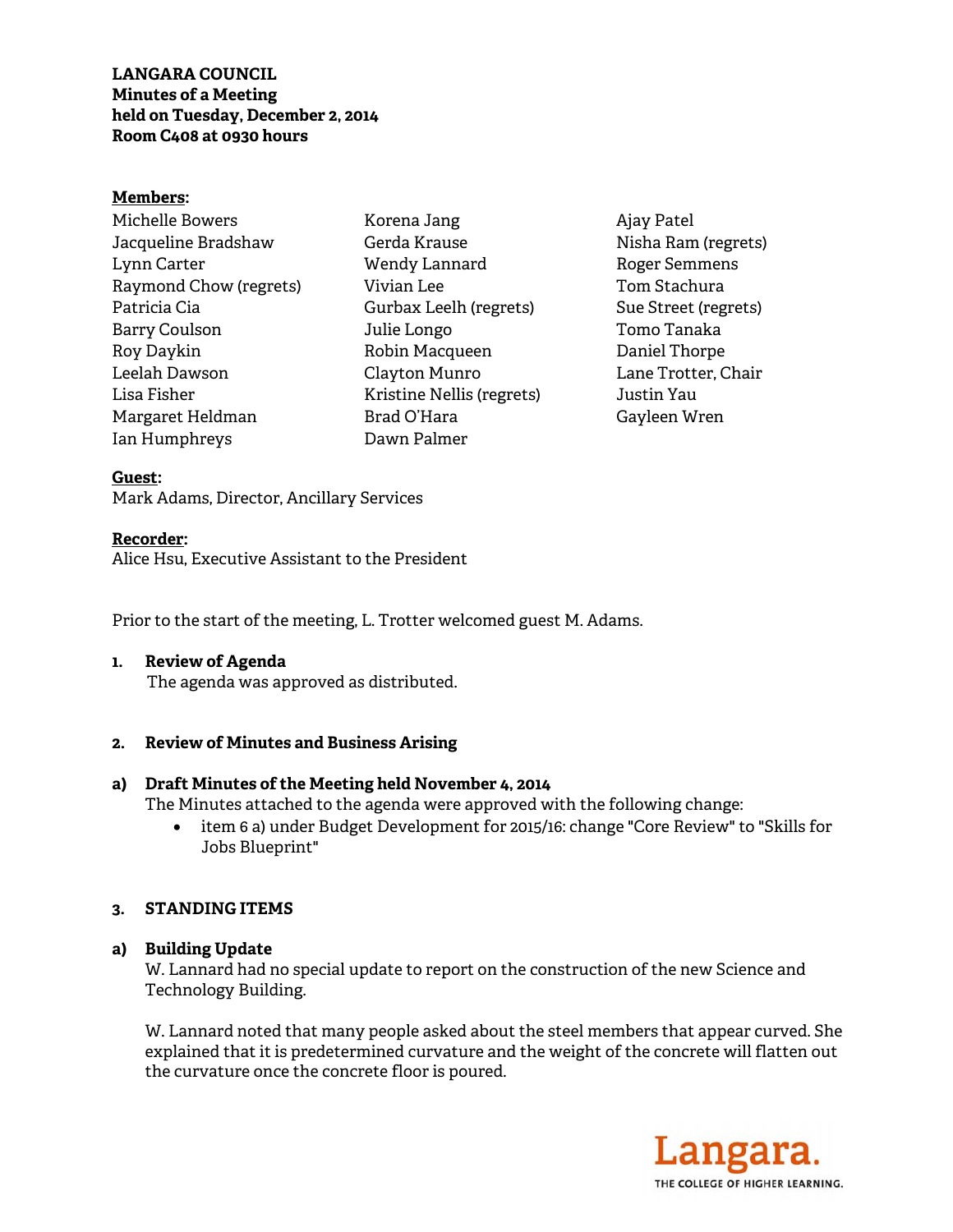**LANGARA COUNCIL**
**Minutes of a Meeting**
**held on Tuesday, December 2, 2014**
**Room C408 at 0930 hours**

**Members:**

Michelle Bowers
Jacqueline Bradshaw
Lynn Carter
Raymond Chow (regrets)
Patricia Cia
Barry Coulson
Roy Daykin
Leelah Dawson
Lisa Fisher
Margaret Heldman
Ian Humphreys
Korena Jang
Gerda Krause
Wendy Lannard
Vivian Lee
Gurbax Leelh (regrets)
Julie Longo
Robin Macqueen
Clayton Munro
Kristine Nellis (regrets)
Brad O'Hara
Dawn Palmer
Ajay Patel
Nisha Ram (regrets)
Roger Semmens
Tom Stachura
Sue Street (regrets)
Tomo Tanaka
Daniel Thorpe
Lane Trotter, Chair
Justin Yau
Gayleen Wren

**Guest:**
Mark Adams, Director, Ancillary Services

**Recorder:**
Alice Hsu, Executive Assistant to the President

Prior to the start of the meeting, L. Trotter welcomed guest M. Adams.

**1. Review of Agenda**

The agenda was approved as distributed.

**2. Review of Minutes and Business Arising**

**a) Draft Minutes of the Meeting held November 4, 2014**

The Minutes attached to the agenda were approved with the following change:

- item 6 a) under Budget Development for 2015/16: change "Core Review" to "Skills for Jobs Blueprint"

**3. STANDING ITEMS**

**a) Building Update**

W. Lannard had no special update to report on the construction of the new Science and Technology Building.

W. Lannard noted that many people asked about the steel members that appear curved. She explained that it is predetermined curvature and the weight of the concrete will flatten out the curvature once the concrete floor is poured.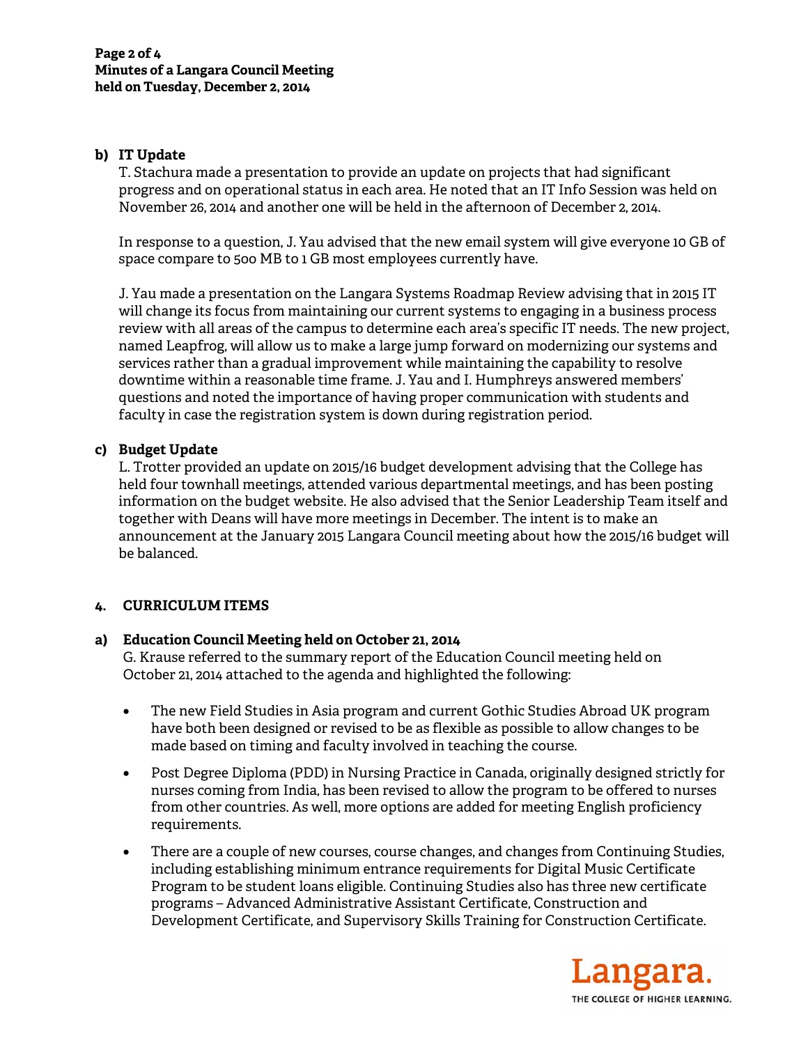**b) IT Update**

T. Stachura made a presentation to provide an update on projects that had significant progress and on operational status in each area. He noted that an IT Info Session was held on November 26, 2014 and another one will be held in the afternoon of December 2, 2014.

In response to a question, J. Yau advised that the new email system will give everyone 10 GB of space compare to 500 MB to 1 GB most employees currently have.

J. Yau made a presentation on the Langara Systems Roadmap Review advising that in 2015 IT will change its focus from maintaining our current systems to engaging in a business process review with all areas of the campus to determine each area's specific IT needs. The new project, named Leapfrog, will allow us to make a large jump forward on modernizing our systems and services rather than a gradual improvement while maintaining the capability to resolve downtime within a reasonable time frame. J. Yau and I. Humphreys answered members' questions and noted the importance of having proper communication with students and faculty in case the registration system is down during registration period.

**c) Budget Update**

L. Trotter provided an update on 2015/16 budget development advising that the College has held four townhall meetings, attended various departmental meetings, and has been posting information on the budget website. He also advised that the Senior Leadership Team itself and together with Deans will have more meetings in December. The intent is to make an announcement at the January 2015 Langara Council meeting about how the 2015/16 budget will be balanced.

## 4. CURRICULUM ITEMS

**a) Education Council Meeting held on October 21, 2014**

G. Krause referred to the summary report of the Education Council meeting held on October 21, 2014 attached to the agenda and highlighted the following:

- The new Field Studies in Asia program and current Gothic Studies Abroad UK program have both been designed or revised to be as flexible as possible to allow changes to be made based on timing and faculty involved in teaching the course.
- Post Degree Diploma (PDD) in Nursing Practice in Canada, originally designed strictly for nurses coming from India, has been revised to allow the program to be offered to nurses from other countries. As well, more options are added for meeting English proficiency requirements.
- There are a couple of new courses, course changes, and changes from Continuing Studies, including establishing minimum entrance requirements for Digital Music Certificate Program to be student loans eligible. Continuing Studies also has three new certificate programs – Advanced Administrative Assistant Certificate, Construction and Development Certificate, and Supervisory Skills Training for Construction Certificate.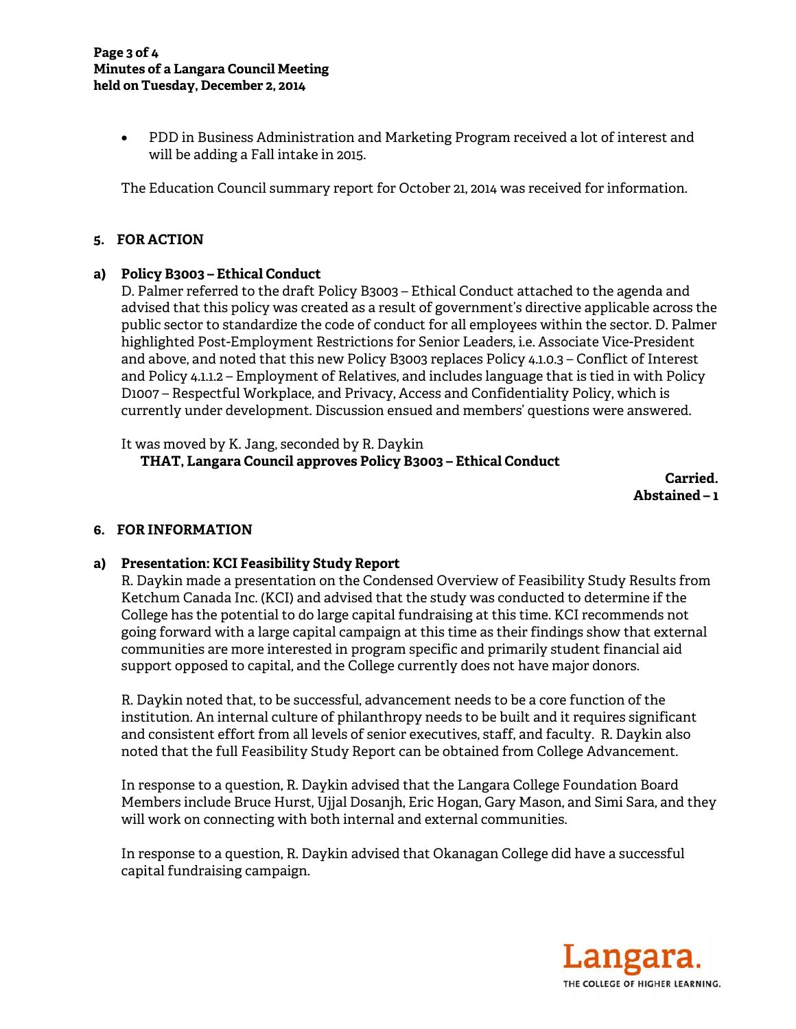- PDD in Business Administration and Marketing Program received a lot of interest and will be adding a Fall intake in 2015.

The Education Council summary report for October 21, 2014 was received for information.

## 5. FOR ACTION

### a) Policy B3003 – Ethical Conduct

D. Palmer referred to the draft Policy B3003 – Ethical Conduct attached to the agenda and advised that this policy was created as a result of government's directive applicable across the public sector to standardize the code of conduct for all employees within the sector. D. Palmer highlighted Post-Employment Restrictions for Senior Leaders, i.e. Associate Vice-President and above, and noted that this new Policy B3003 replaces Policy 4.1.0.3 – Conflict of Interest and Policy 4.1.1.2 – Employment of Relatives, and includes language that is tied in with Policy D1007 – Respectful Workplace, and Privacy, Access and Confidentiality Policy, which is currently under development. Discussion ensued and members' questions were answered.

It was moved by K. Jang, seconded by R. Daykin

**THAT, Langara Council approves Policy B3003 – Ethical Conduct**

**Carried.**
**Abstained – 1**

## 6. FOR INFORMATION

### a) Presentation: KCI Feasibility Study Report

R. Daykin made a presentation on the Condensed Overview of Feasibility Study Results from Ketchum Canada Inc. (KCI) and advised that the study was conducted to determine if the College has the potential to do large capital fundraising at this time. KCI recommends not going forward with a large capital campaign at this time as their findings show that external communities are more interested in program specific and primarily student financial aid support opposed to capital, and the College currently does not have major donors.

R. Daykin noted that, to be successful, advancement needs to be a core function of the institution. An internal culture of philanthropy needs to be built and it requires significant and consistent effort from all levels of senior executives, staff, and faculty. R. Daykin also noted that the full Feasibility Study Report can be obtained from College Advancement.

In response to a question, R. Daykin advised that the Langara College Foundation Board Members include Bruce Hurst, Ujjal Dosanjh, Eric Hogan, Gary Mason, and Simi Sara, and they will work on connecting with both internal and external communities.

In response to a question, R. Daykin advised that Okanagan College did have a successful capital fundraising campaign.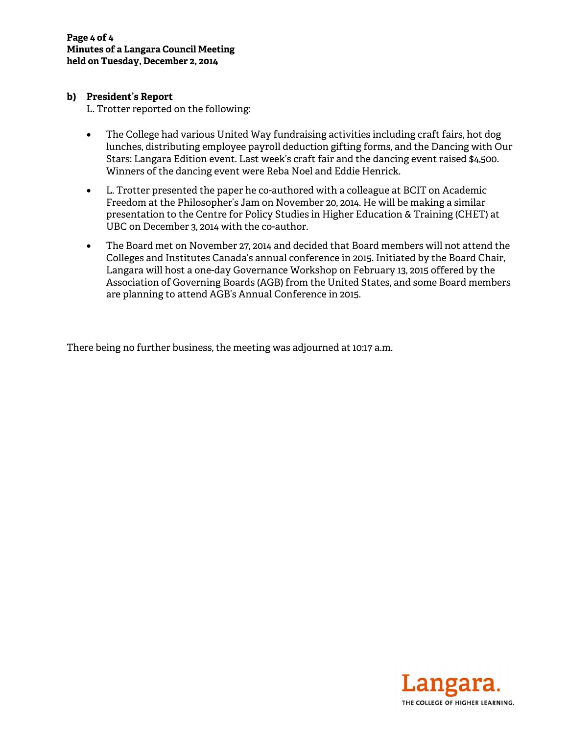**b) President's Report**

L. Trotter reported on the following:

- The College had various United Way fundraising activities including craft fairs, hot dog lunches, distributing employee payroll deduction gifting forms, and the Dancing with Our Stars: Langara Edition event. Last week's craft fair and the dancing event raised $4,500. Winners of the dancing event were Reba Noel and Eddie Henrick.
- L. Trotter presented the paper he co-authored with a colleague at BCIT on Academic Freedom at the Philosopher's Jam on November 20, 2014. He will be making a similar presentation to the Centre for Policy Studies in Higher Education & Training (CHET) at UBC on December 3, 2014 with the co-author.
- The Board met on November 27, 2014 and decided that Board members will not attend the Colleges and Institutes Canada's annual conference in 2015. Initiated by the Board Chair, Langara will host a one-day Governance Workshop on February 13, 2015 offered by the Association of Governing Boards (AGB) from the United States, and some Board members are planning to attend AGB's Annual Conference in 2015.

There being no further business, the meeting was adjourned at 10:17 a.m.